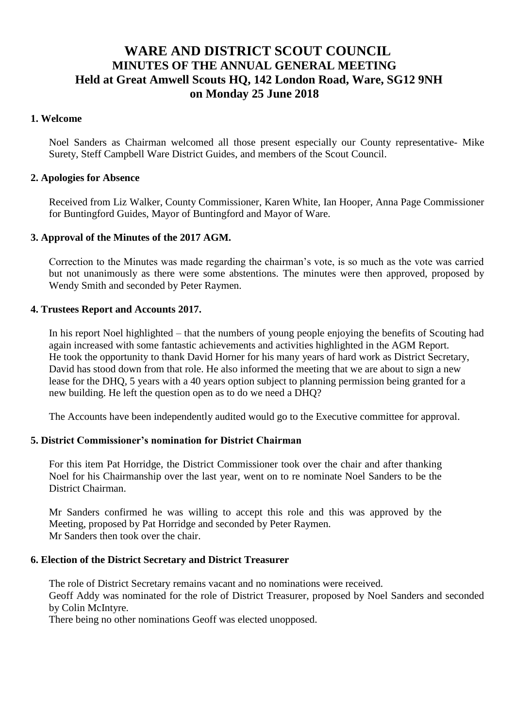# WARE AND DISTRICT SCOUT COUNCIL
## MINUTES OF THE ANNUAL GENERAL MEETING
## Held at Great Amwell Scouts HQ, 142 London Road, Ware, SG12 9NH
## on Monday 25 June 2018

### 1. Welcome

Noel Sanders as Chairman welcomed all those present especially our County representative- Mike Surety, Steff Campbell Ware District Guides, and members of the Scout Council.

### 2. Apologies for Absence

Received from Liz Walker, County Commissioner, Karen White, Ian Hooper, Anna Page Commissioner for Buntingford Guides, Mayor of Buntingford and Mayor of Ware.

### 3. Approval of the Minutes of the 2017 AGM.

Correction to the Minutes was made regarding the chairman's vote, is so much as the vote was carried but not unanimously as there were some abstentions. The minutes were then approved, proposed by Wendy Smith and seconded by Peter Raymen.

### 4. Trustees Report and Accounts 2017.

In his report Noel highlighted – that the numbers of young people enjoying the benefits of Scouting had again increased with some fantastic achievements and activities highlighted in the AGM Report. He took the opportunity to thank David Horner for his many years of hard work as District Secretary, David has stood down from that role. He also informed the meeting that we are about to sign a new lease for the DHQ, 5 years with a 40 years option subject to planning permission being granted for a new building. He left the question open as to do we need a DHQ?

The Accounts have been independently audited would go to the Executive committee for approval.

### 5. District Commissioner's nomination for District Chairman

For this item Pat Horridge, the District Commissioner took over the chair and after thanking Noel for his Chairmanship over the last year, went on to re nominate Noel Sanders to be the District Chairman.

Mr Sanders confirmed he was willing to accept this role and this was approved by the Meeting, proposed by Pat Horridge and seconded by Peter Raymen.
Mr Sanders then took over the chair.

### 6. Election of the District Secretary and District Treasurer

The role of District Secretary remains vacant and no nominations were received.
Geoff Addy was nominated for the role of District Treasurer, proposed by Noel Sanders and seconded by Colin McIntyre.
There being no other nominations Geoff was elected unopposed.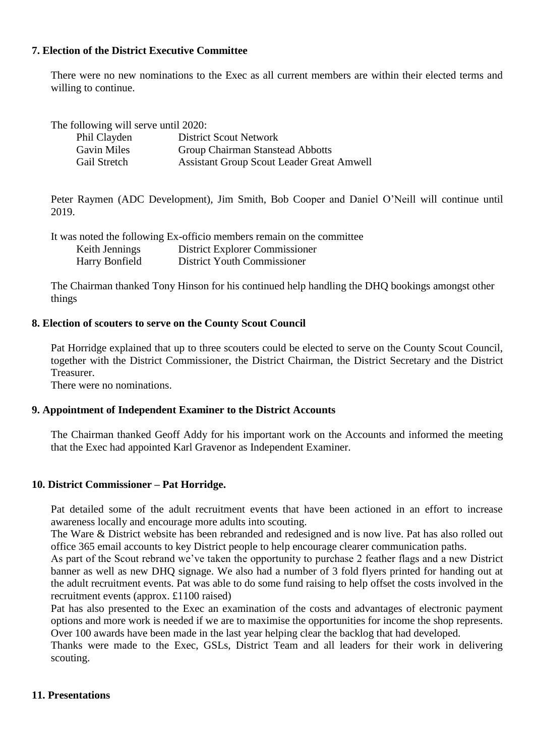### 7. Election of the District Executive Committee

There were no new nominations to the Exec as all current members are within their elected terms and willing to continue.

The following will serve until 2020:

| | |
|---|---|
| Phil Clayden | District Scout Network |
| Gavin Miles | Group Chairman Stanstead Abbotts |
| Gail Stretch | Assistant Group Scout Leader Great Amwell |

Peter Raymen (ADC Development), Jim Smith, Bob Cooper and Daniel O'Neill will continue until 2019.

It was noted the following Ex-officio members remain on the committee

| | |
|---|---|
| Keith Jennings | District Explorer Commissioner |
| Harry Bonfield | District Youth Commissioner |

The Chairman thanked Tony Hinson for his continued help handling the DHQ bookings amongst other things

### 8. Election of scouters to serve on the County Scout Council

Pat Horridge explained that up to three scouters could be elected to serve on the County Scout Council, together with the District Commissioner, the District Chairman, the District Secretary and the District Treasurer.
There were no nominations.

### 9. Appointment of Independent Examiner to the District Accounts

The Chairman thanked Geoff Addy for his important work on the Accounts and informed the meeting that the Exec had appointed Karl Gravenor as Independent Examiner.

### 10. District Commissioner – Pat Horridge.

Pat detailed some of the adult recruitment events that have been actioned in an effort to increase awareness locally and encourage more adults into scouting.
The Ware & District website has been rebranded and redesigned and is now live. Pat has also rolled out office 365 email accounts to key District people to help encourage clearer communication paths.
As part of the Scout rebrand we've taken the opportunity to purchase 2 feather flags and a new District banner as well as new DHQ signage. We also had a number of 3 fold flyers printed for handing out at the adult recruitment events. Pat was able to do some fund raising to help offset the costs involved in the recruitment events (approx. £1100 raised)
Pat has also presented to the Exec an examination of the costs and advantages of electronic payment options and more work is needed if we are to maximise the opportunities for income the shop represents.
Over 100 awards have been made in the last year helping clear the backlog that had developed.
Thanks were made to the Exec, GSLs, District Team and all leaders for their work in delivering scouting.

### 11. Presentations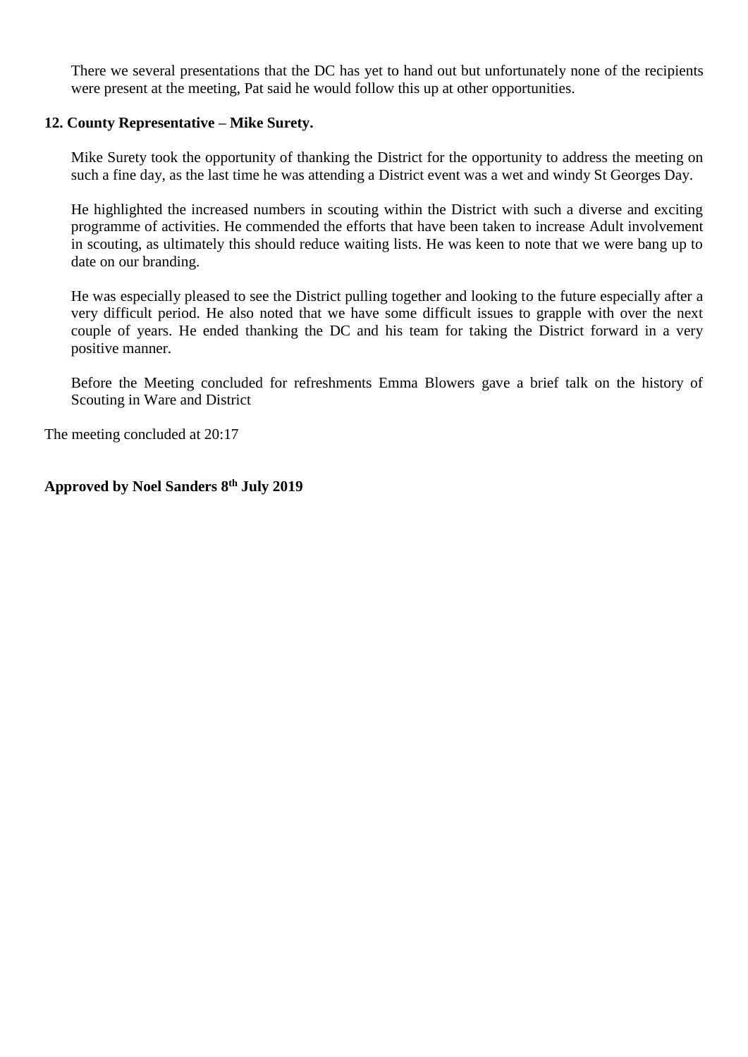There we several presentations that the DC has yet to hand out but unfortunately none of the recipients were present at the meeting, Pat said he would follow this up at other opportunities.

**12. County Representative – Mike Surety.**

Mike Surety took the opportunity of thanking the District for the opportunity to address the meeting on such a fine day, as the last time he was attending a District event was a wet and windy St Georges Day.

He highlighted the increased numbers in scouting within the District with such a diverse and exciting programme of activities. He commended the efforts that have been taken to increase Adult involvement in scouting, as ultimately this should reduce waiting lists. He was keen to note that we were bang up to date on our branding.

He was especially pleased to see the District pulling together and looking to the future especially after a very difficult period. He also noted that we have some difficult issues to grapple with over the next couple of years. He ended thanking the DC and his team for taking the District forward in a very positive manner.

Before the Meeting concluded for refreshments Emma Blowers gave a brief talk on the history of Scouting in Ware and District

The meeting concluded at 20:17

**Approved by Noel Sanders 8th July 2019**